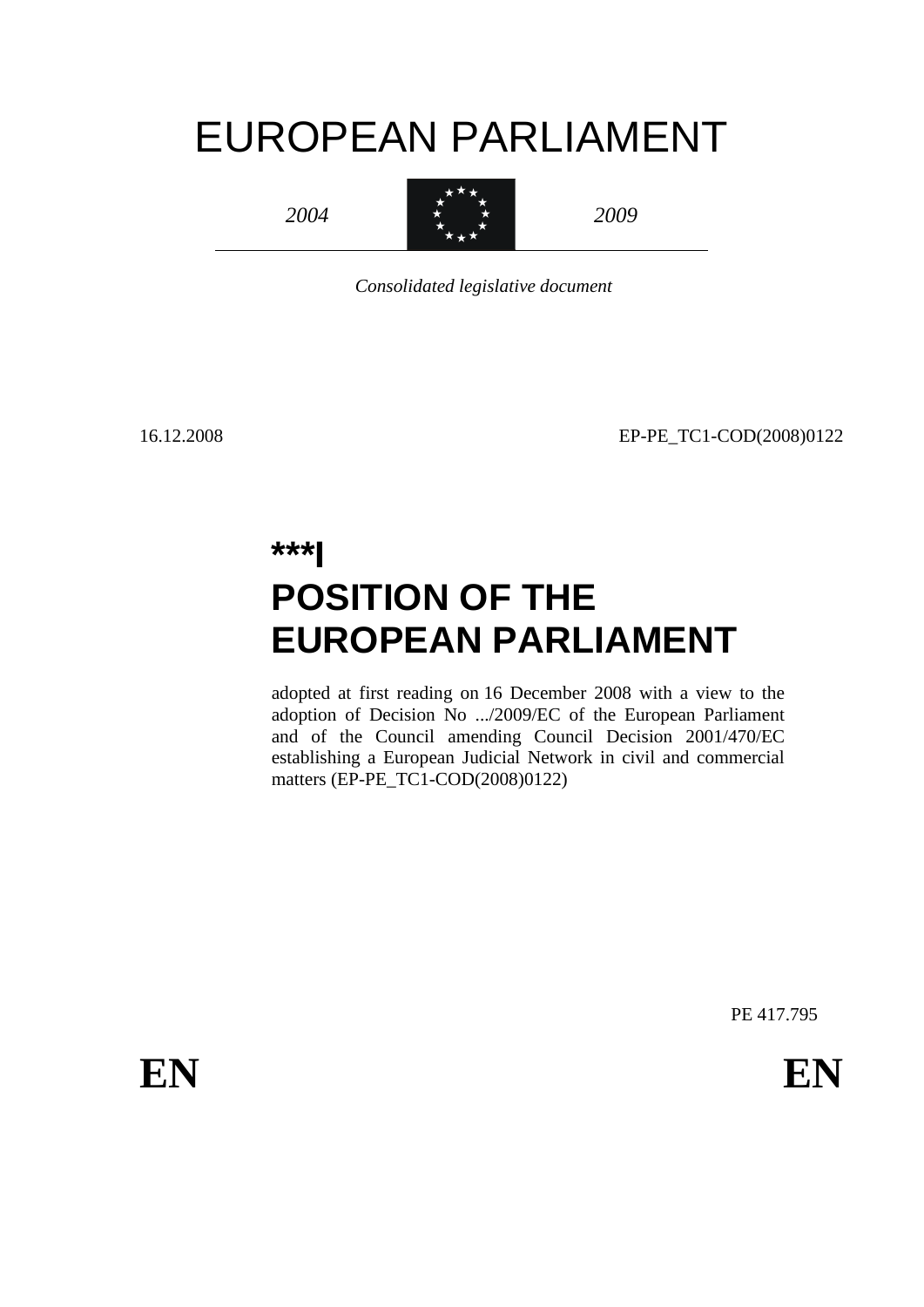# EUROPEAN PARLIAMENT

*2004* *2009*

*Consolidated legislative document*

16.12.2008 EP-PE_TC1-COD(2008)0122

## ***I
## POSITION OF THE EUROPEAN PARLIAMENT

adopted at first reading on 16 December 2008 with a view to the adoption of Decision No .../2009/EC of the European Parliament and of the Council amending Council Decision 2001/470/EC establishing a European Judicial Network in civil and commercial matters (EP-PE_TC1-COD(2008)0122)

PE 417.795

**EN** **EN**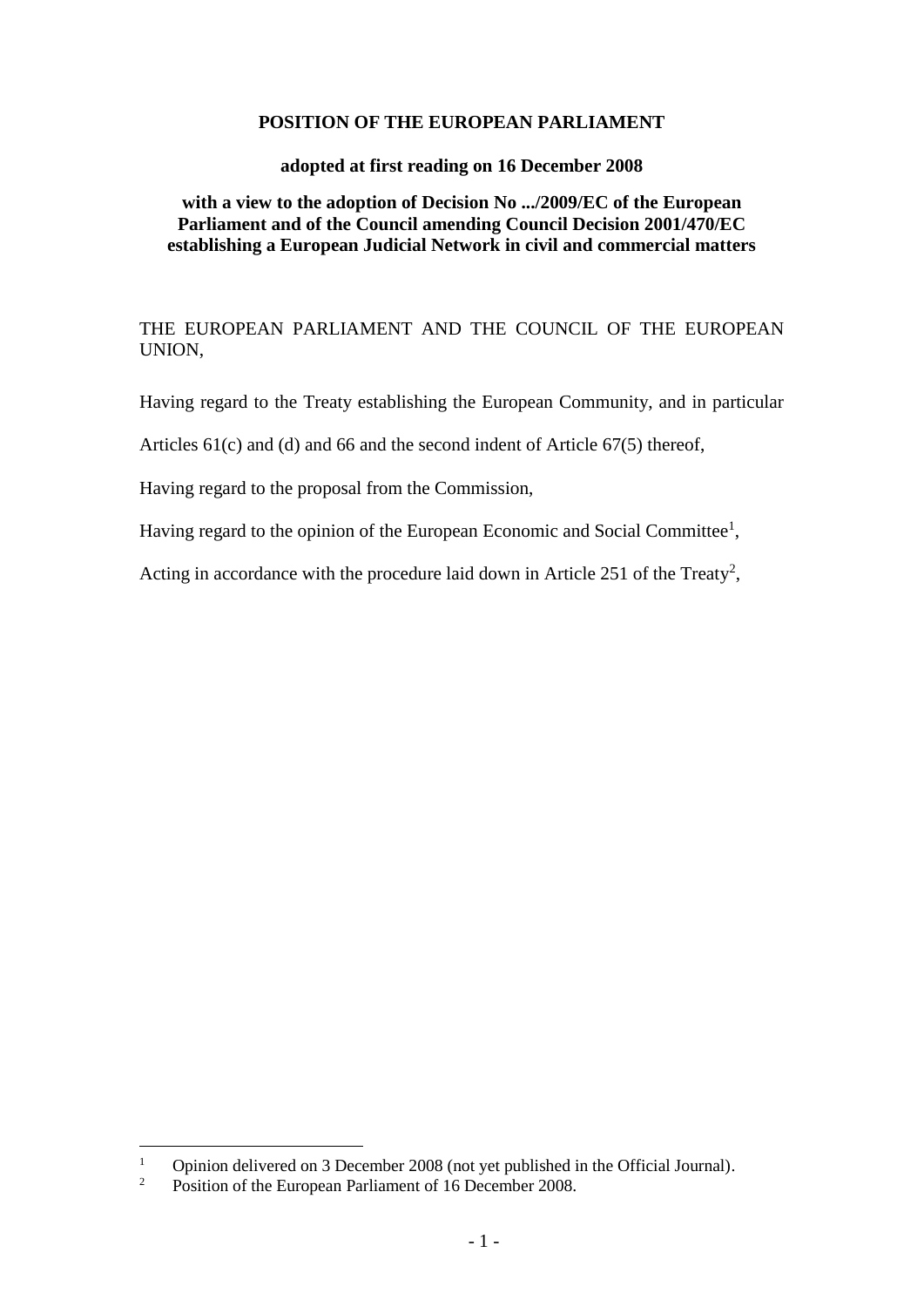**POSITION OF THE EUROPEAN PARLIAMENT**

**adopted at first reading on 16 December 2008**

**with a view to the adoption of Decision No .../2009/EC of the European Parliament and of the Council amending Council Decision 2001/470/EC establishing a European Judicial Network in civil and commercial matters**

THE EUROPEAN PARLIAMENT AND THE COUNCIL OF THE EUROPEAN UNION,

Having regard to the Treaty establishing the European Community, and in particular Articles 61(c) and (d) and 66 and the second indent of Article 67(5) thereof,

Having regard to the proposal from the Commission,

Having regard to the opinion of the European Economic and Social Committee[1],

Acting in accordance with the procedure laid down in Article 251 of the Treaty[2],

---

[1] Opinion delivered on 3 December 2008 (not yet published in the Official Journal).

[2] Position of the European Parliament of 16 December 2008.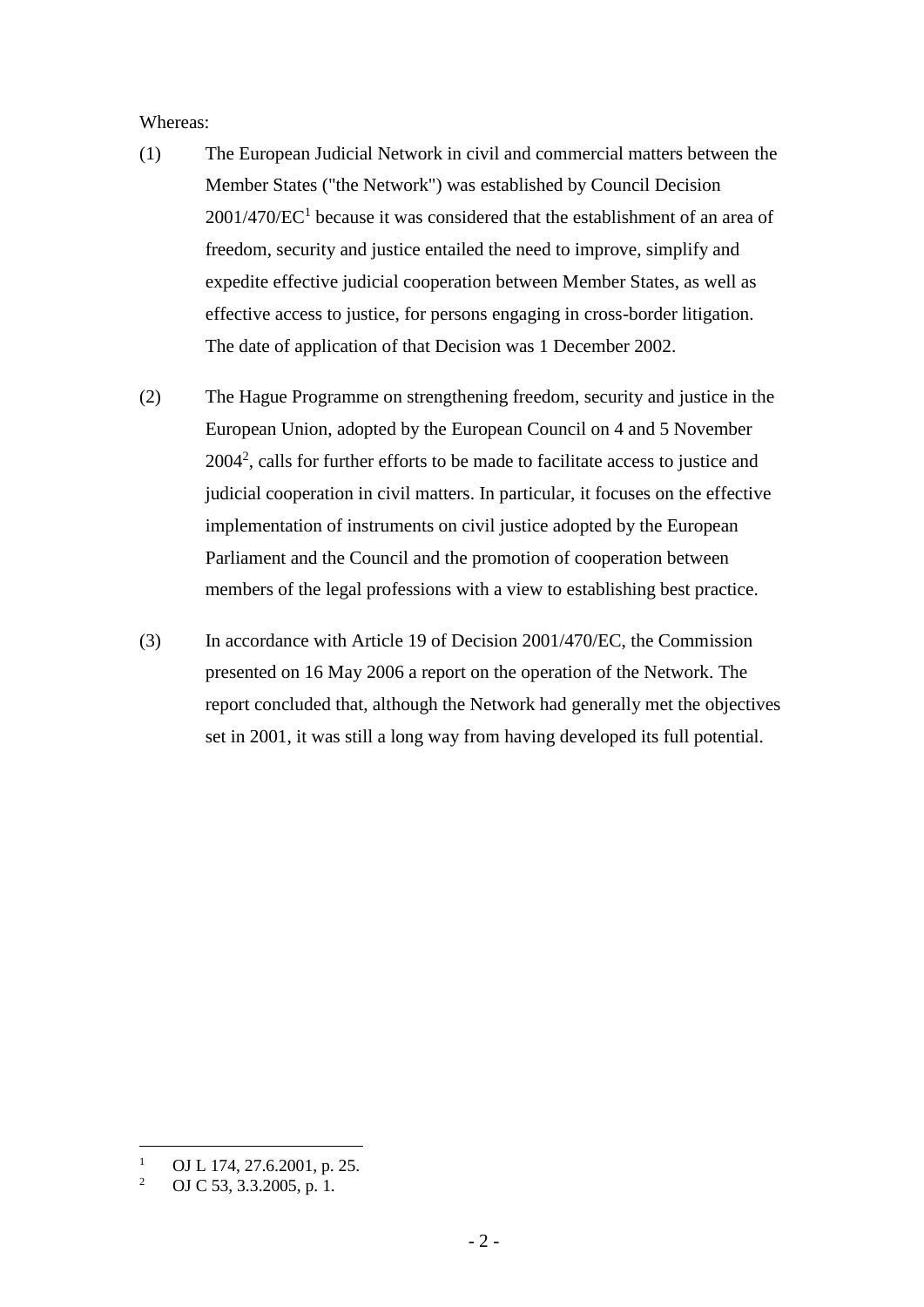Whereas:

(1) The European Judicial Network in civil and commercial matters between the Member States ("the Network") was established by Council Decision 2001/470/EC[1] because it was considered that the establishment of an area of freedom, security and justice entailed the need to improve, simplify and expedite effective judicial cooperation between Member States, as well as effective access to justice, for persons engaging in cross-border litigation. The date of application of that Decision was 1 December 2002.

(2) The Hague Programme on strengthening freedom, security and justice in the European Union, adopted by the European Council on 4 and 5 November 2004[2], calls for further efforts to be made to facilitate access to justice and judicial cooperation in civil matters. In particular, it focuses on the effective implementation of instruments on civil justice adopted by the European Parliament and the Council and the promotion of cooperation between members of the legal professions with a view to establishing best practice.

(3) In accordance with Article 19 of Decision 2001/470/EC, the Commission presented on 16 May 2006 a report on the operation of the Network. The report concluded that, although the Network had generally met the objectives set in 2001, it was still a long way from having developed its full potential.

---

[1] OJ L 174, 27.6.2001, p. 25.

[2] OJ C 53, 3.3.2005, p. 1.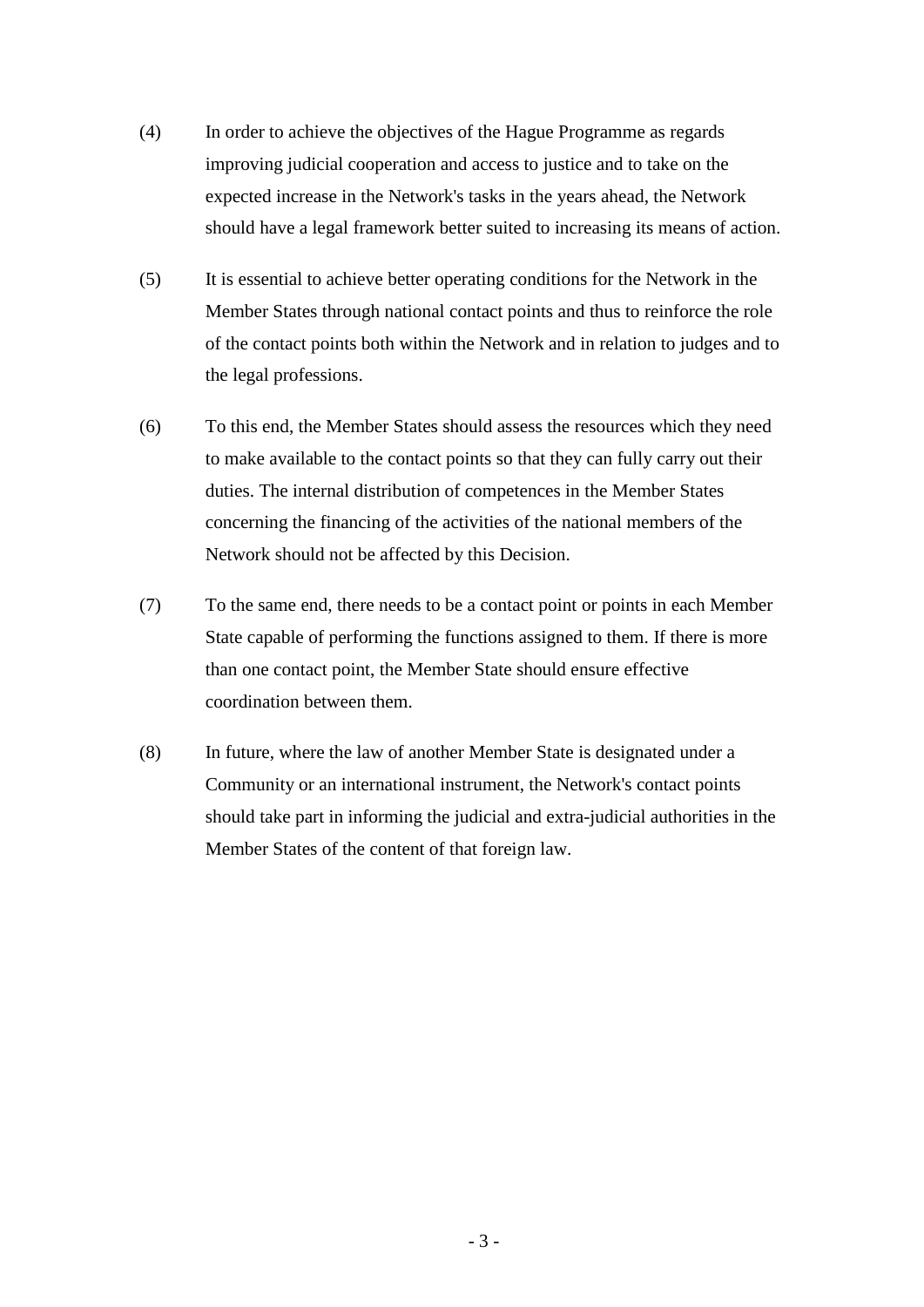(4) In order to achieve the objectives of the Hague Programme as regards improving judicial cooperation and access to justice and to take on the expected increase in the Network's tasks in the years ahead, the Network should have a legal framework better suited to increasing its means of action.

(5) It is essential to achieve better operating conditions for the Network in the Member States through national contact points and thus to reinforce the role of the contact points both within the Network and in relation to judges and to the legal professions.

(6) To this end, the Member States should assess the resources which they need to make available to the contact points so that they can fully carry out their duties. The internal distribution of competences in the Member States concerning the financing of the activities of the national members of the Network should not be affected by this Decision.

(7) To the same end, there needs to be a contact point or points in each Member State capable of performing the functions assigned to them. If there is more than one contact point, the Member State should ensure effective coordination between them.

(8) In future, where the law of another Member State is designated under a Community or an international instrument, the Network's contact points should take part in informing the judicial and extra-judicial authorities in the Member States of the content of that foreign law.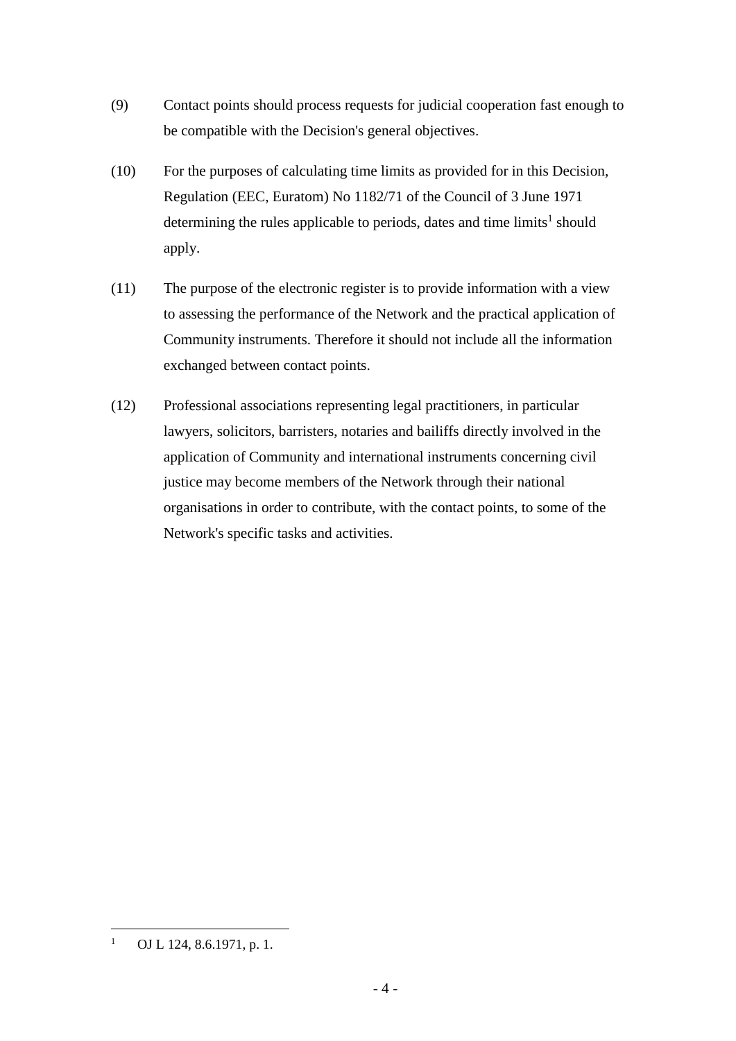(9) Contact points should process requests for judicial cooperation fast enough to be compatible with the Decision's general objectives.

(10) For the purposes of calculating time limits as provided for in this Decision, Regulation (EEC, Euratom) No 1182/71 of the Council of 3 June 1971 determining the rules applicable to periods, dates and time limits[1] should apply.

(11) The purpose of the electronic register is to provide information with a view to assessing the performance of the Network and the practical application of Community instruments. Therefore it should not include all the information exchanged between contact points.

(12) Professional associations representing legal practitioners, in particular lawyers, solicitors, barristers, notaries and bailiffs directly involved in the application of Community and international instruments concerning civil justice may become members of the Network through their national organisations in order to contribute, with the contact points, to some of the Network's specific tasks and activities.

---

[1] OJ L 124, 8.6.1971, p. 1.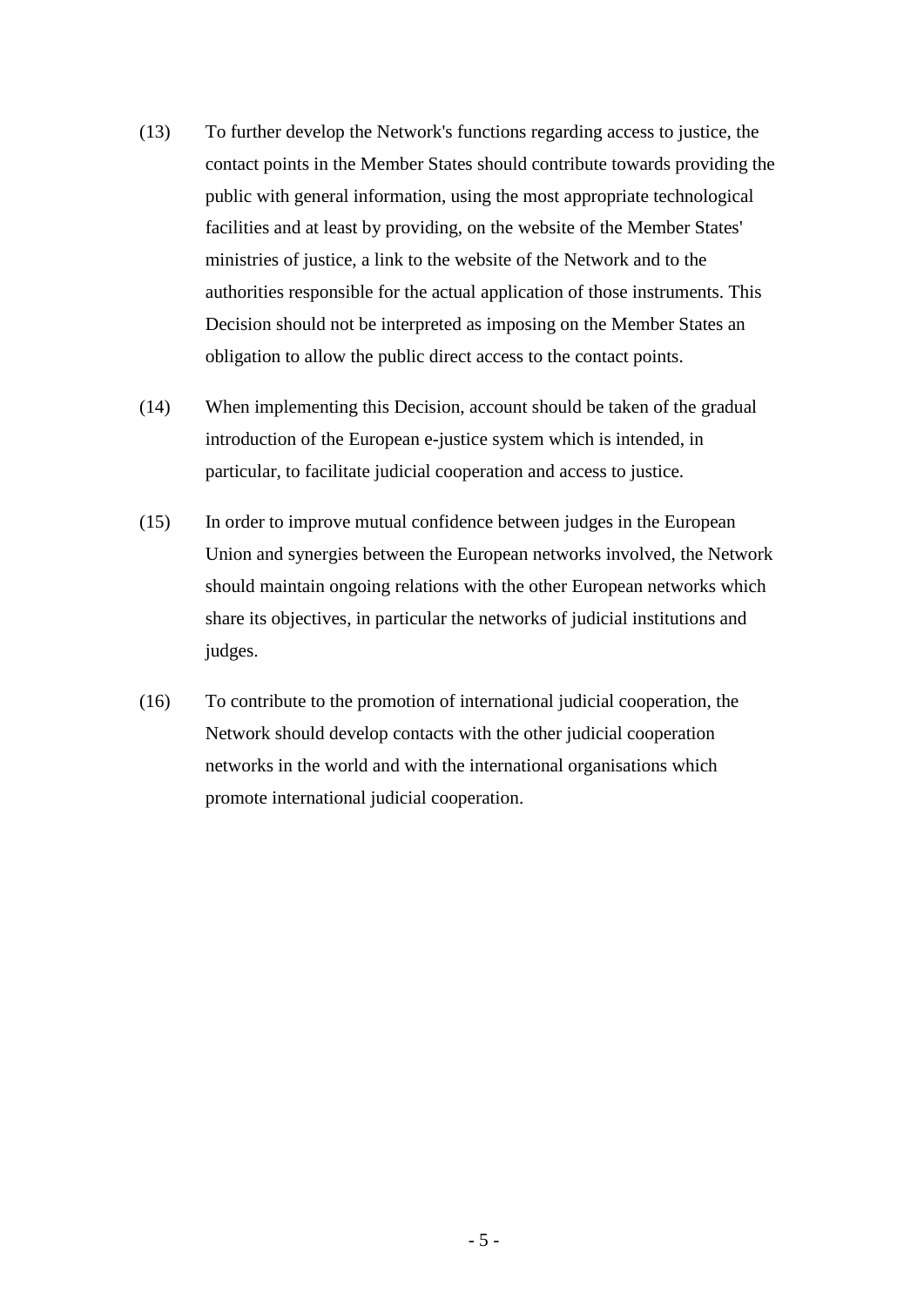(13) To further develop the Network's functions regarding access to justice, the contact points in the Member States should contribute towards providing the public with general information, using the most appropriate technological facilities and at least by providing, on the website of the Member States' ministries of justice, a link to the website of the Network and to the authorities responsible for the actual application of those instruments. This Decision should not be interpreted as imposing on the Member States an obligation to allow the public direct access to the contact points.

(14) When implementing this Decision, account should be taken of the gradual introduction of the European e-justice system which is intended, in particular, to facilitate judicial cooperation and access to justice.

(15) In order to improve mutual confidence between judges in the European Union and synergies between the European networks involved, the Network should maintain ongoing relations with the other European networks which share its objectives, in particular the networks of judicial institutions and judges.

(16) To contribute to the promotion of international judicial cooperation, the Network should develop contacts with the other judicial cooperation networks in the world and with the international organisations which promote international judicial cooperation.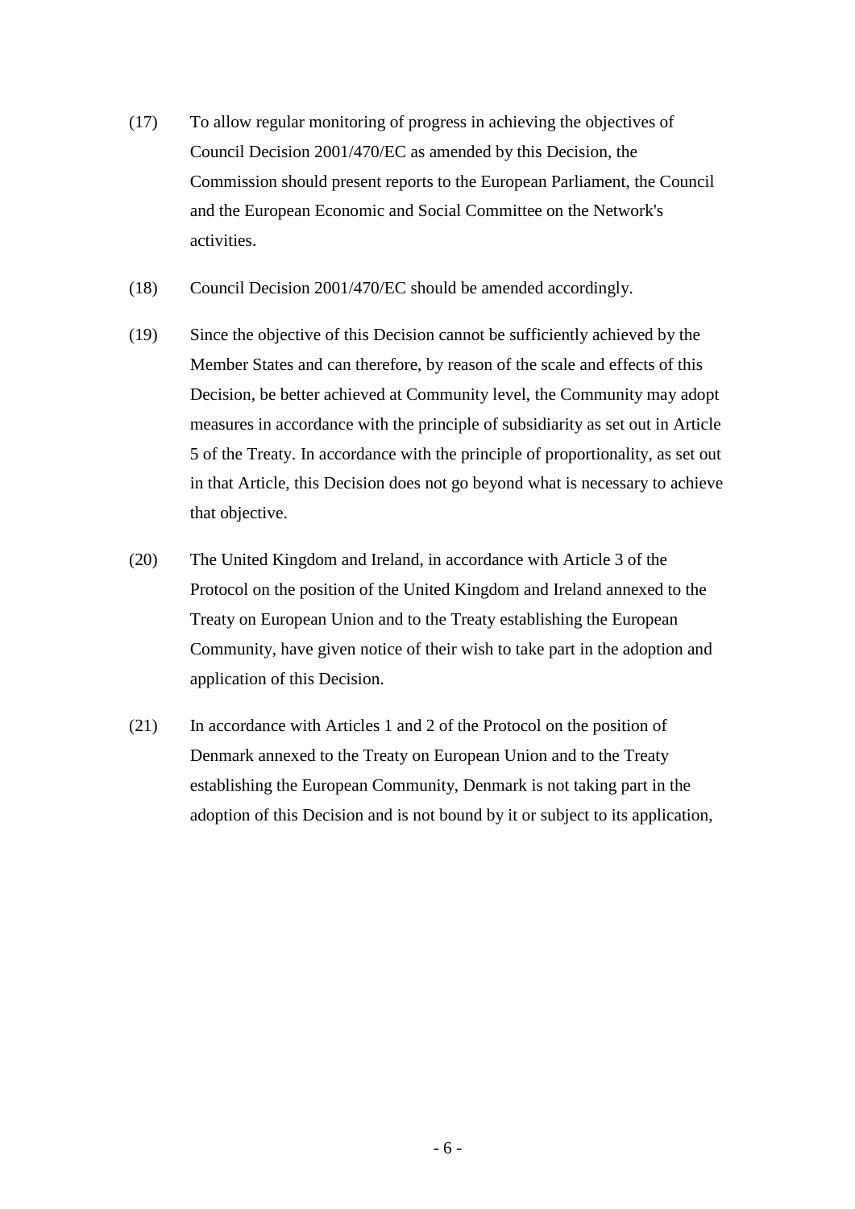(17) To allow regular monitoring of progress in achieving the objectives of Council Decision 2001/470/EC as amended by this Decision, the Commission should present reports to the European Parliament, the Council and the European Economic and Social Committee on the Network's activities.

(18) Council Decision 2001/470/EC should be amended accordingly.

(19) Since the objective of this Decision cannot be sufficiently achieved by the Member States and can therefore, by reason of the scale and effects of this Decision, be better achieved at Community level, the Community may adopt measures in accordance with the principle of subsidiarity as set out in Article 5 of the Treaty. In accordance with the principle of proportionality, as set out in that Article, this Decision does not go beyond what is necessary to achieve that objective.

(20) The United Kingdom and Ireland, in accordance with Article 3 of the Protocol on the position of the United Kingdom and Ireland annexed to the Treaty on European Union and to the Treaty establishing the European Community, have given notice of their wish to take part in the adoption and application of this Decision.

(21) In accordance with Articles 1 and 2 of the Protocol on the position of Denmark annexed to the Treaty on European Union and to the Treaty establishing the European Community, Denmark is not taking part in the adoption of this Decision and is not bound by it or subject to its application,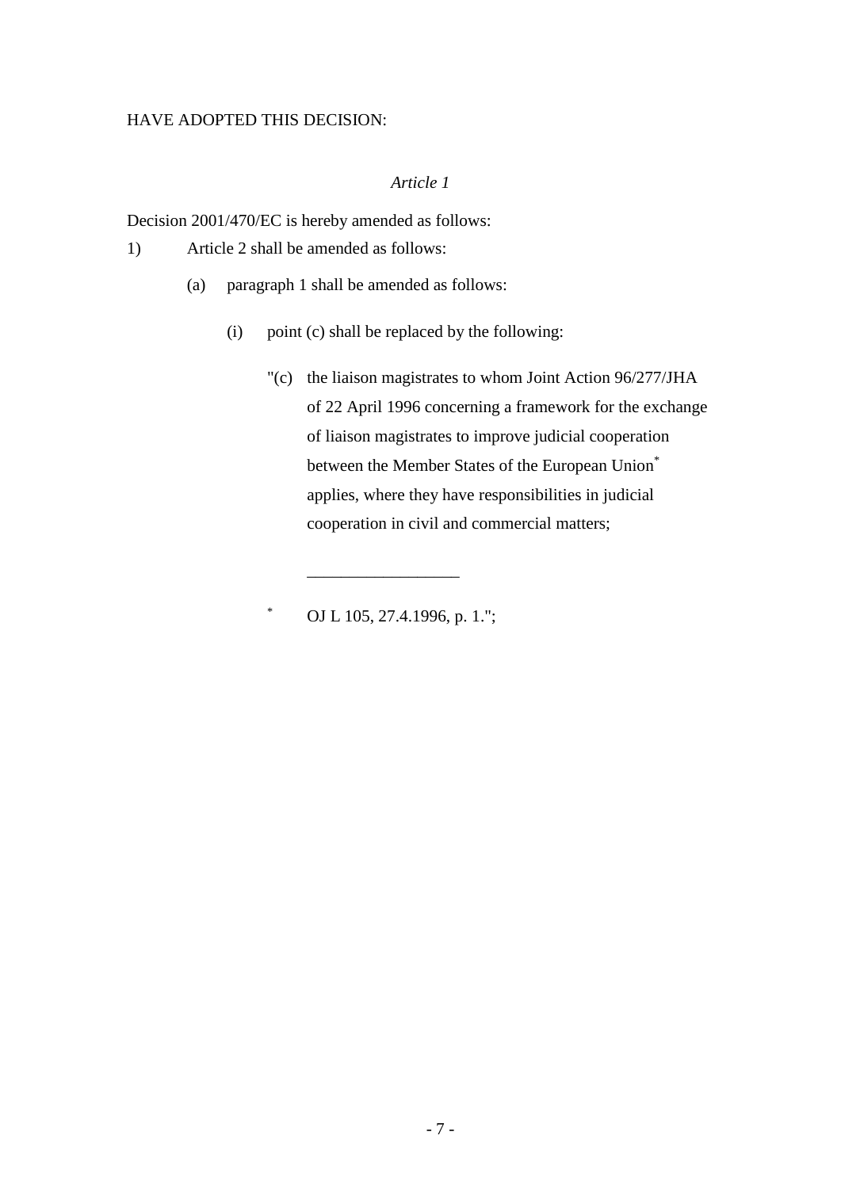HAVE ADOPTED THIS DECISION:

*Article 1*

Decision 2001/470/EC is hereby amended as follows:

1) Article 2 shall be amended as follows:

   (a) paragraph 1 shall be amended as follows:

      (i) point (c) shall be replaced by the following:

         "(c) the liaison magistrates to whom Joint Action 96/277/JHA of 22 April 1996 concerning a framework for the exchange of liaison magistrates to improve judicial cooperation between the Member States of the European Union* applies, where they have responsibilities in judicial cooperation in civil and commercial matters;

         ___________________

         * OJ L 105, 27.4.1996, p. 1.";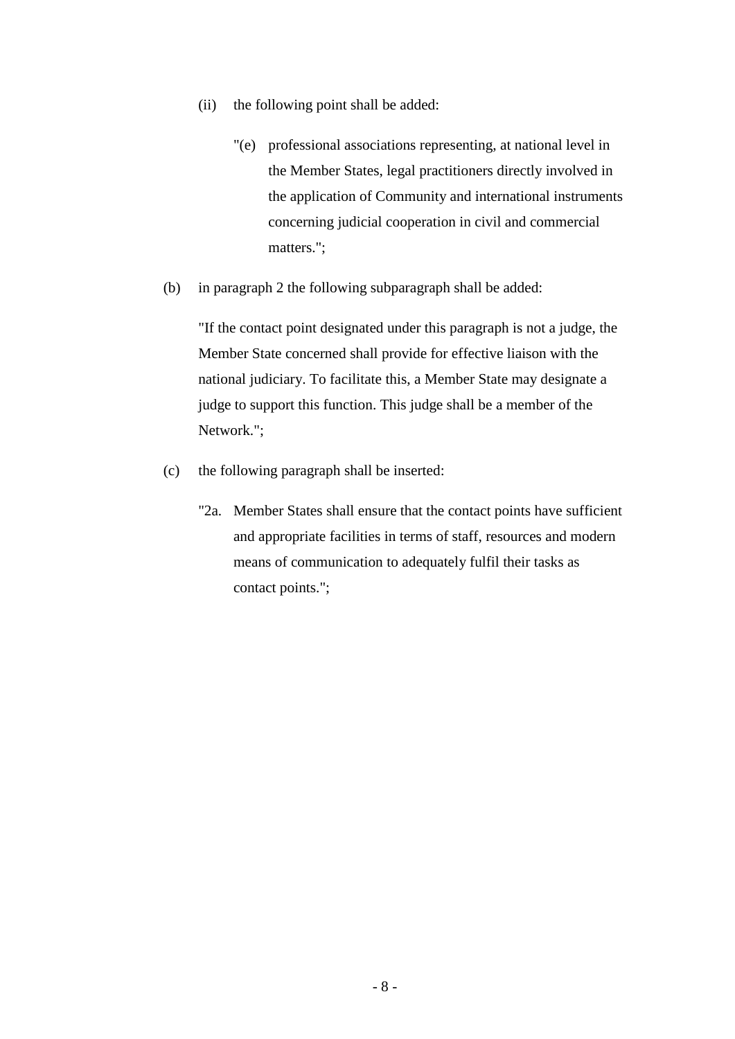(ii) the following point shall be added:

"(e) professional associations representing, at national level in the Member States, legal practitioners directly involved in the application of Community and international instruments concerning judicial cooperation in civil and commercial matters.";

(b) in paragraph 2 the following subparagraph shall be added:

"If the contact point designated under this paragraph is not a judge, the Member State concerned shall provide for effective liaison with the national judiciary. To facilitate this, a Member State may designate a judge to support this function. This judge shall be a member of the Network.";

(c) the following paragraph shall be inserted:

"2a. Member States shall ensure that the contact points have sufficient and appropriate facilities in terms of staff, resources and modern means of communication to adequately fulfil their tasks as contact points.";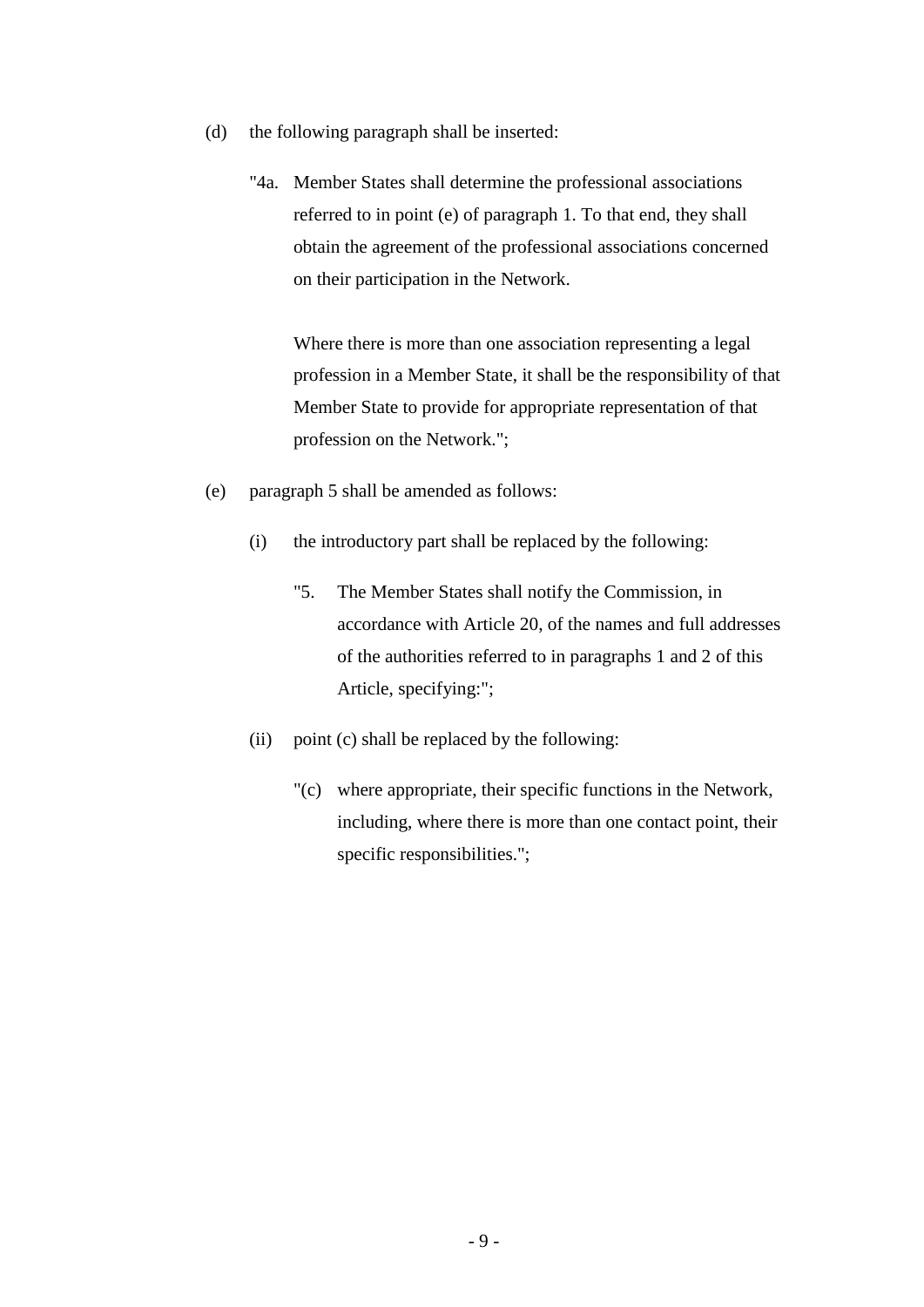(d) the following paragraph shall be inserted:

"4a. Member States shall determine the professional associations referred to in point (e) of paragraph 1. To that end, they shall obtain the agreement of the professional associations concerned on their participation in the Network.

Where there is more than one association representing a legal profession in a Member State, it shall be the responsibility of that Member State to provide for appropriate representation of that profession on the Network.";

(e) paragraph 5 shall be amended as follows:

(i) the introductory part shall be replaced by the following:

"5. The Member States shall notify the Commission, in accordance with Article 20, of the names and full addresses of the authorities referred to in paragraphs 1 and 2 of this Article, specifying:";

(ii) point (c) shall be replaced by the following:

"(c) where appropriate, their specific functions in the Network, including, where there is more than one contact point, their specific responsibilities.";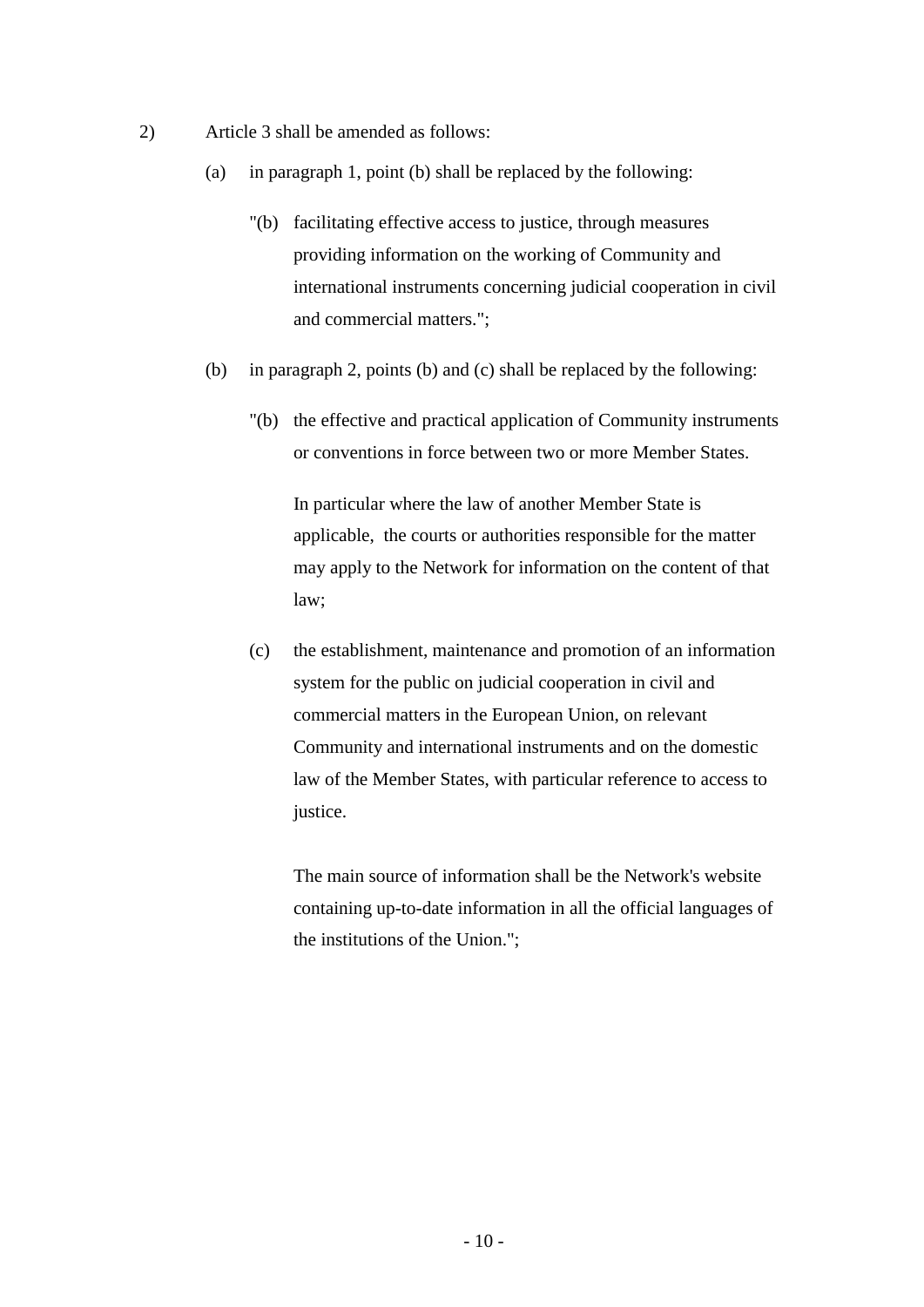2) Article 3 shall be amended as follows:

(a) in paragraph 1, point (b) shall be replaced by the following:

"(b) facilitating effective access to justice, through measures providing information on the working of Community and international instruments concerning judicial cooperation in civil and commercial matters.";

(b) in paragraph 2, points (b) and (c) shall be replaced by the following:

"(b) the effective and practical application of Community instruments or conventions in force between two or more Member States.

In particular where the law of another Member State is applicable, the courts or authorities responsible for the matter may apply to the Network for information on the content of that law;

(c) the establishment, maintenance and promotion of an information system for the public on judicial cooperation in civil and commercial matters in the European Union, on relevant Community and international instruments and on the domestic law of the Member States, with particular reference to access to justice.

The main source of information shall be the Network's website containing up-to-date information in all the official languages of the institutions of the Union.";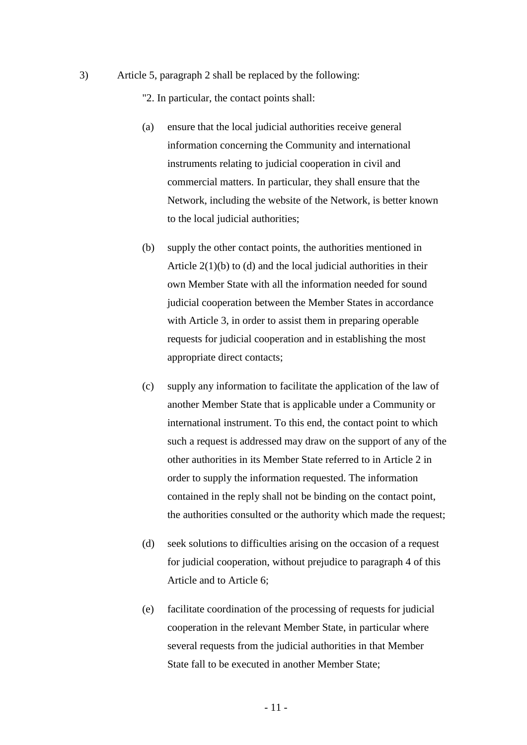3) Article 5, paragraph 2 shall be replaced by the following:

"2. In particular, the contact points shall:

(a) ensure that the local judicial authorities receive general information concerning the Community and international instruments relating to judicial cooperation in civil and commercial matters. In particular, they shall ensure that the Network, including the website of the Network, is better known to the local judicial authorities;

(b) supply the other contact points, the authorities mentioned in Article 2(1)(b) to (d) and the local judicial authorities in their own Member State with all the information needed for sound judicial cooperation between the Member States in accordance with Article 3, in order to assist them in preparing operable requests for judicial cooperation and in establishing the most appropriate direct contacts;

(c) supply any information to facilitate the application of the law of another Member State that is applicable under a Community or international instrument. To this end, the contact point to which such a request is addressed may draw on the support of any of the other authorities in its Member State referred to in Article 2 in order to supply the information requested. The information contained in the reply shall not be binding on the contact point, the authorities consulted or the authority which made the request;

(d) seek solutions to difficulties arising on the occasion of a request for judicial cooperation, without prejudice to paragraph 4 of this Article and to Article 6;

(e) facilitate coordination of the processing of requests for judicial cooperation in the relevant Member State, in particular where several requests from the judicial authorities in that Member State fall to be executed in another Member State;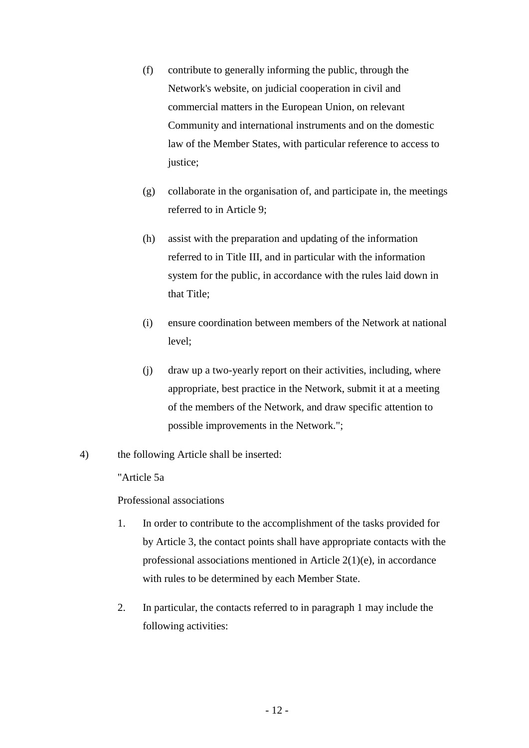(f) contribute to generally informing the public, through the Network's website, on judicial cooperation in civil and commercial matters in the European Union, on relevant Community and international instruments and on the domestic law of the Member States, with particular reference to access to justice;

(g) collaborate in the organisation of, and participate in, the meetings referred to in Article 9;

(h) assist with the preparation and updating of the information referred to in Title III, and in particular with the information system for the public, in accordance with the rules laid down in that Title;

(i) ensure coordination between members of the Network at national level;

(j) draw up a two-yearly report on their activities, including, where appropriate, best practice in the Network, submit it at a meeting of the members of the Network, and draw specific attention to possible improvements in the Network.";

4) the following Article shall be inserted:

"Article 5a

Professional associations

1. In order to contribute to the accomplishment of the tasks provided for by Article 3, the contact points shall have appropriate contacts with the professional associations mentioned in Article 2(1)(e), in accordance with rules to be determined by each Member State.

2. In particular, the contacts referred to in paragraph 1 may include the following activities: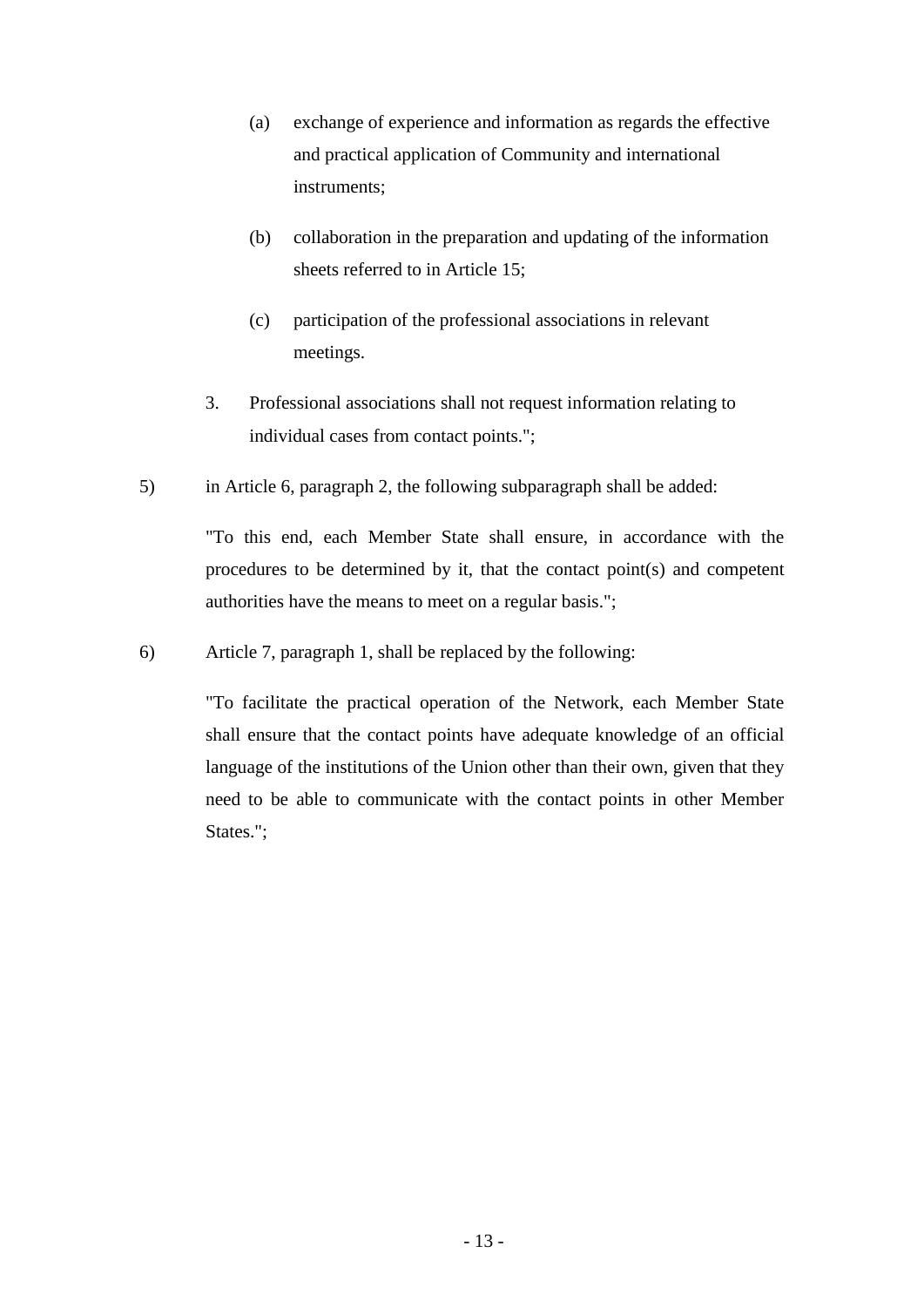(a) exchange of experience and information as regards the effective and practical application of Community and international instruments;

(b) collaboration in the preparation and updating of the information sheets referred to in Article 15;

(c) participation of the professional associations in relevant meetings.

3. Professional associations shall not request information relating to individual cases from contact points.";

5) in Article 6, paragraph 2, the following subparagraph shall be added:

"To this end, each Member State shall ensure, in accordance with the procedures to be determined by it, that the contact point(s) and competent authorities have the means to meet on a regular basis.";

6) Article 7, paragraph 1, shall be replaced by the following:

"To facilitate the practical operation of the Network, each Member State shall ensure that the contact points have adequate knowledge of an official language of the institutions of the Union other than their own, given that they need to be able to communicate with the contact points in other Member States.";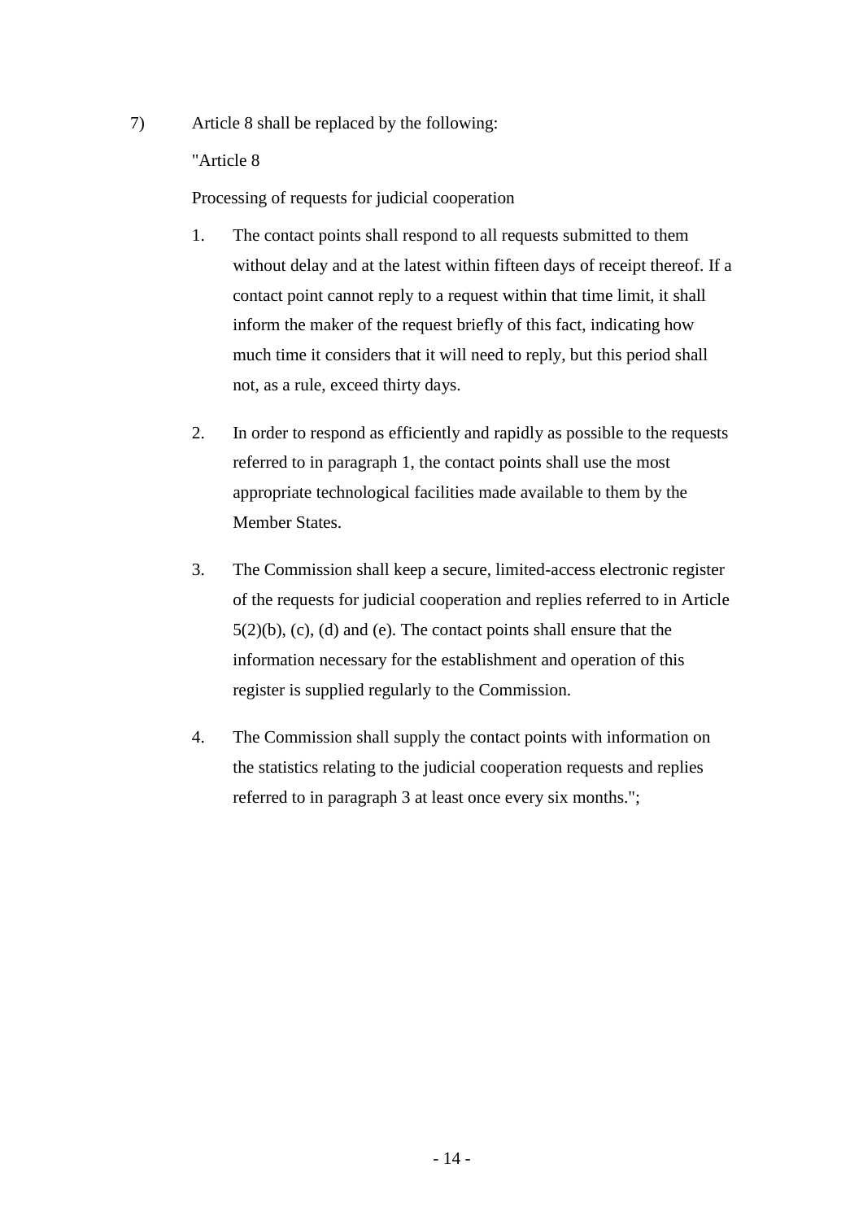7) Article 8 shall be replaced by the following:

"Article 8

Processing of requests for judicial cooperation

1. The contact points shall respond to all requests submitted to them without delay and at the latest within fifteen days of receipt thereof. If a contact point cannot reply to a request within that time limit, it shall inform the maker of the request briefly of this fact, indicating how much time it considers that it will need to reply, but this period shall not, as a rule, exceed thirty days.

2. In order to respond as efficiently and rapidly as possible to the requests referred to in paragraph 1, the contact points shall use the most appropriate technological facilities made available to them by the Member States.

3. The Commission shall keep a secure, limited-access electronic register of the requests for judicial cooperation and replies referred to in Article 5(2)(b), (c), (d) and (e). The contact points shall ensure that the information necessary for the establishment and operation of this register is supplied regularly to the Commission.

4. The Commission shall supply the contact points with information on the statistics relating to the judicial cooperation requests and replies referred to in paragraph 3 at least once every six months.";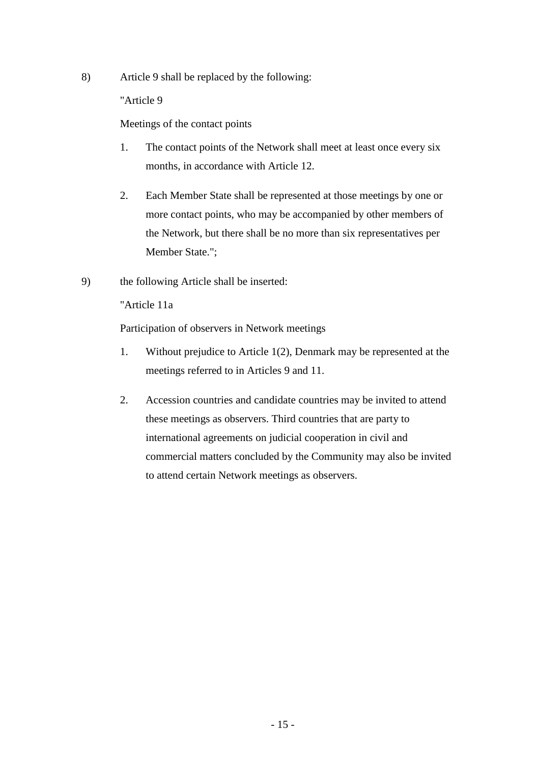8) Article 9 shall be replaced by the following:

"Article 9

Meetings of the contact points

1. The contact points of the Network shall meet at least once every six months, in accordance with Article 12.

2. Each Member State shall be represented at those meetings by one or more contact points, who may be accompanied by other members of the Network, but there shall be no more than six representatives per Member State.";

9) the following Article shall be inserted:

"Article 11a

Participation of observers in Network meetings

1. Without prejudice to Article 1(2), Denmark may be represented at the meetings referred to in Articles 9 and 11.

2. Accession countries and candidate countries may be invited to attend these meetings as observers. Third countries that are party to international agreements on judicial cooperation in civil and commercial matters concluded by the Community may also be invited to attend certain Network meetings as observers.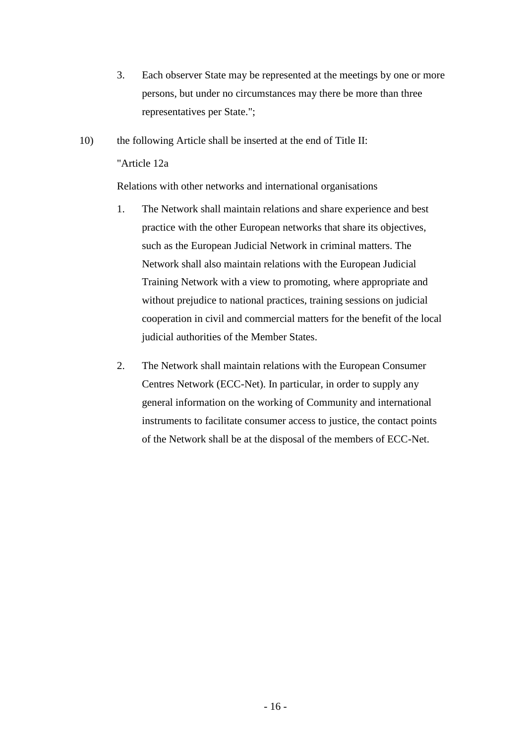3. Each observer State may be represented at the meetings by one or more persons, but under no circumstances may there be more than three representatives per State.";

10) the following Article shall be inserted at the end of Title II:

"Article 12a

Relations with other networks and international organisations

1. The Network shall maintain relations and share experience and best practice with the other European networks that share its objectives, such as the European Judicial Network in criminal matters. The Network shall also maintain relations with the European Judicial Training Network with a view to promoting, where appropriate and without prejudice to national practices, training sessions on judicial cooperation in civil and commercial matters for the benefit of the local judicial authorities of the Member States.

2. The Network shall maintain relations with the European Consumer Centres Network (ECC-Net). In particular, in order to supply any general information on the working of Community and international instruments to facilitate consumer access to justice, the contact points of the Network shall be at the disposal of the members of ECC-Net.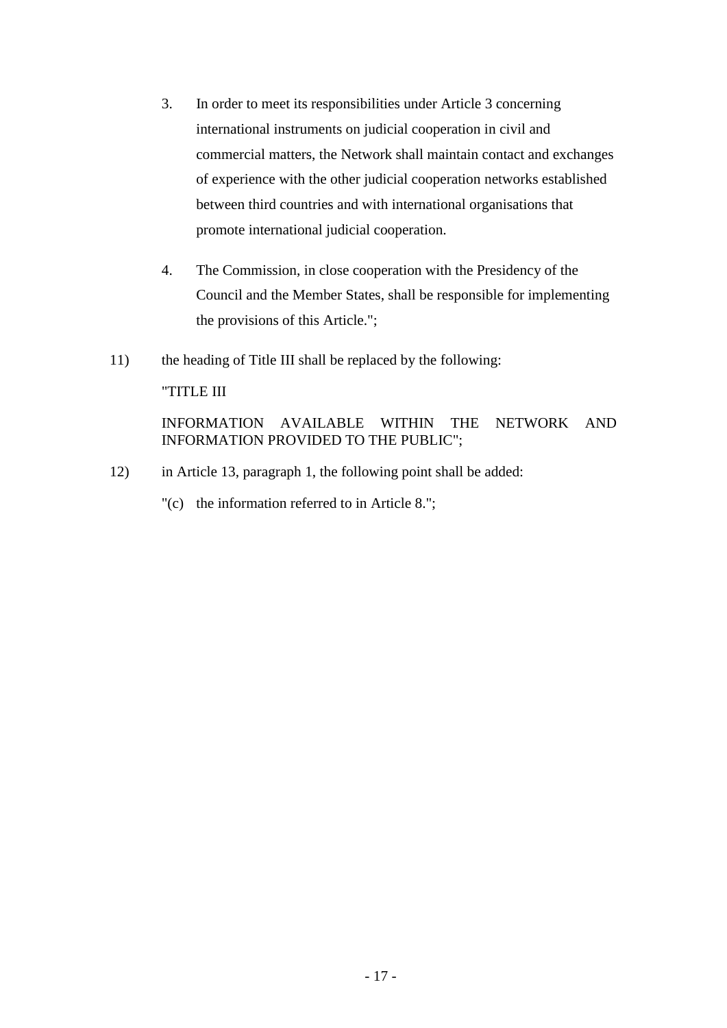3. In order to meet its responsibilities under Article 3 concerning international instruments on judicial cooperation in civil and commercial matters, the Network shall maintain contact and exchanges of experience with the other judicial cooperation networks established between third countries and with international organisations that promote international judicial cooperation.

4. The Commission, in close cooperation with the Presidency of the Council and the Member States, shall be responsible for implementing the provisions of this Article.";

11) the heading of Title III shall be replaced by the following:

"TITLE III

INFORMATION AVAILABLE WITHIN THE NETWORK AND INFORMATION PROVIDED TO THE PUBLIC";

12) in Article 13, paragraph 1, the following point shall be added:

"(c) the information referred to in Article 8.";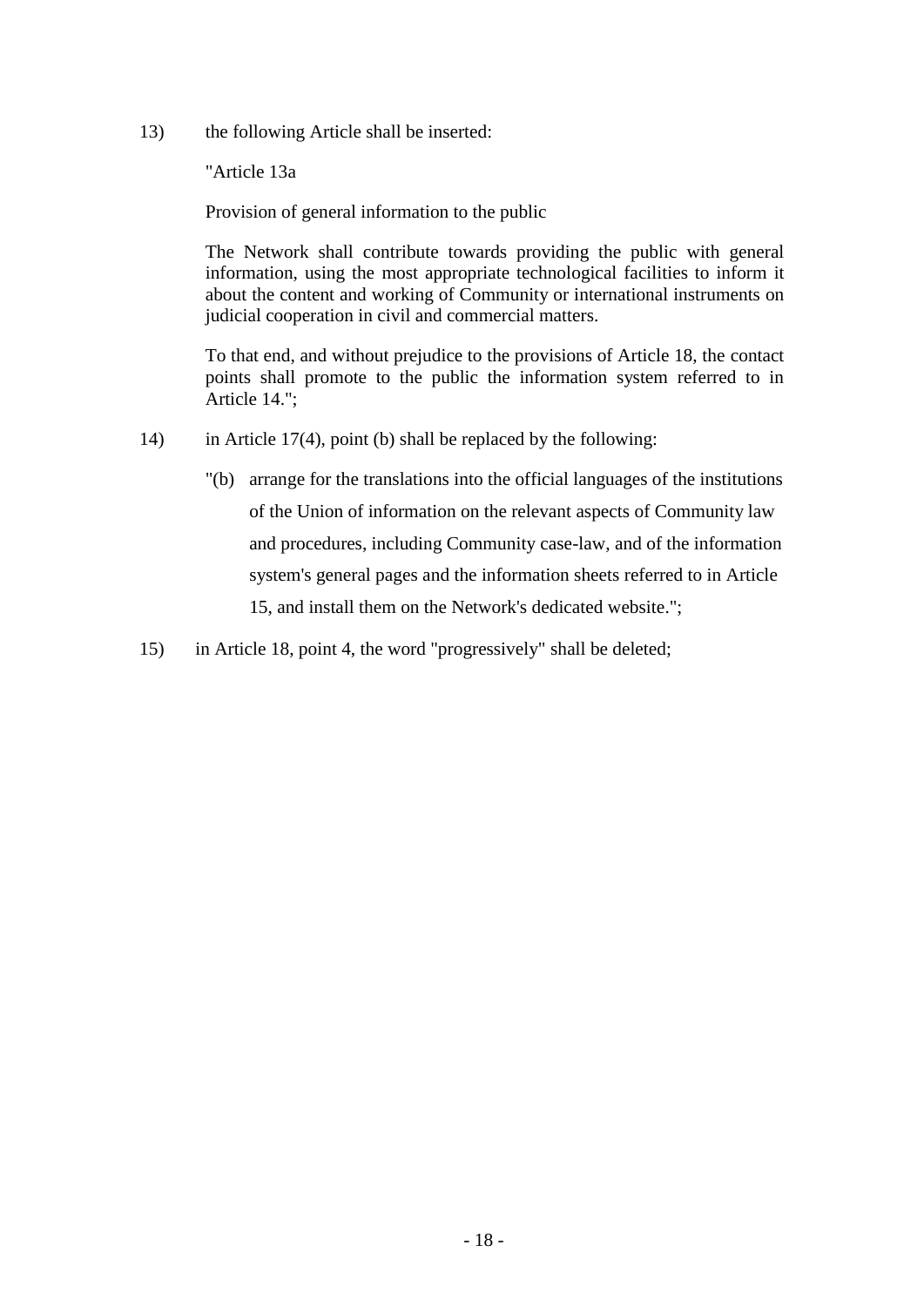13) the following Article shall be inserted:

"Article 13a

Provision of general information to the public

The Network shall contribute towards providing the public with general information, using the most appropriate technological facilities to inform it about the content and working of Community or international instruments on judicial cooperation in civil and commercial matters.

To that end, and without prejudice to the provisions of Article 18, the contact points shall promote to the public the information system referred to in Article 14.";

14) in Article 17(4), point (b) shall be replaced by the following:

"(b) arrange for the translations into the official languages of the institutions of the Union of information on the relevant aspects of Community law and procedures, including Community case-law, and of the information system's general pages and the information sheets referred to in Article 15, and install them on the Network's dedicated website.";

15) in Article 18, point 4, the word "progressively" shall be deleted;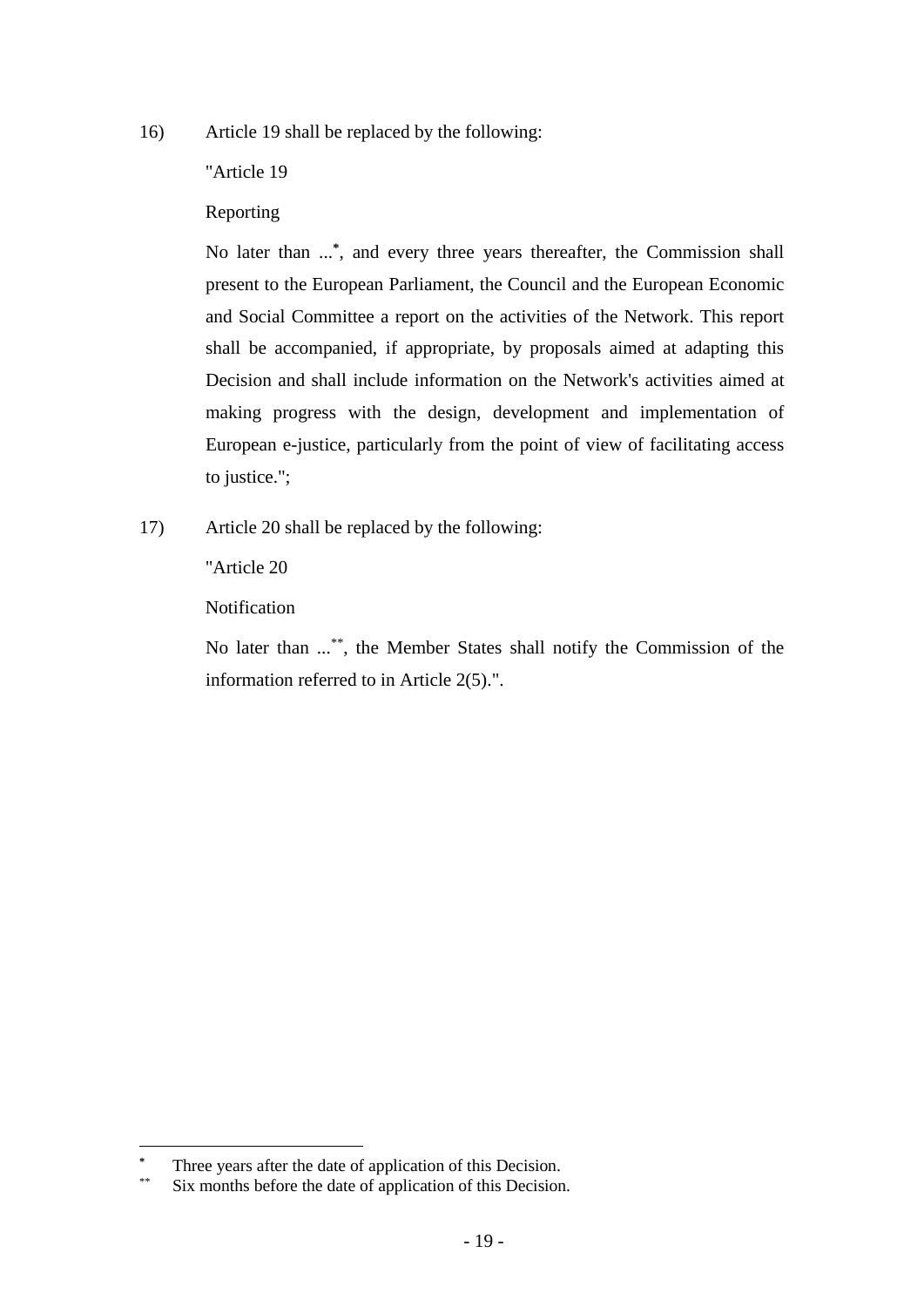16) Article 19 shall be replaced by the following:

"Article 19

Reporting

No later than ...[*], and every three years thereafter, the Commission shall present to the European Parliament, the Council and the European Economic and Social Committee a report on the activities of the Network. This report shall be accompanied, if appropriate, by proposals aimed at adapting this Decision and shall include information on the Network's activities aimed at making progress with the design, development and implementation of European e-justice, particularly from the point of view of facilitating access to justice.";

17) Article 20 shall be replaced by the following:

"Article 20

Notification

No later than ...[**], the Member States shall notify the Commission of the information referred to in Article 2(5).".

---

[*] Three years after the date of application of this Decision.

[**] Six months before the date of application of this Decision.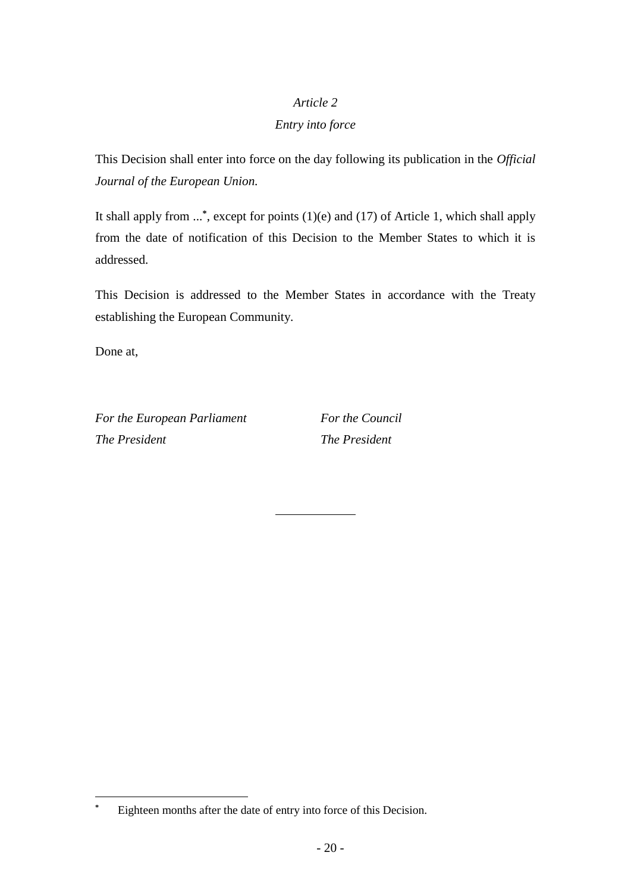*Article 2*

*Entry into force*

This Decision shall enter into force on the day following its publication in the *Official Journal of the European Union.*

It shall apply from ...[*], except for points (1)(e) and (17) of Article 1, which shall apply from the date of notification of this Decision to the Member States to which it is addressed.

This Decision is addressed to the Member States in accordance with the Treaty establishing the European Community.

Done at,

*For the European Parliament*
*The President*

*For the Council*
*The President*

---

[*] Eighteen months after the date of entry into force of this Decision.